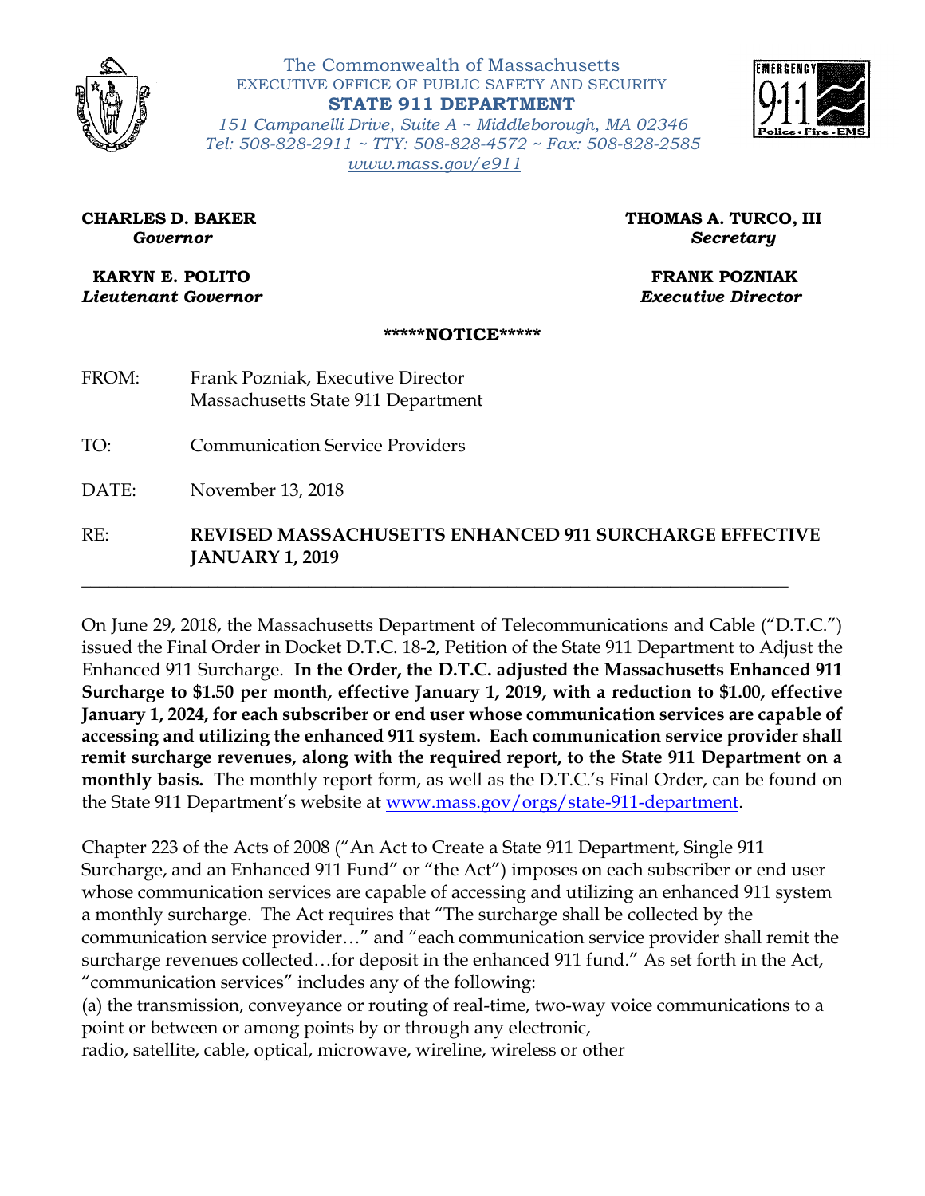The Commonwealth of Massachusetts
EXECUTIVE OFFICE OF PUBLIC SAFETY AND SECURITY
**STATE 911 DEPARTMENT**
*151 Campanelli Drive, Suite A ~ Middleborough, MA 02346*
*Tel: 508-828-2911 ~ TTY: 508-828-4572 ~ Fax: 508-828-2585*
*www.mass.gov/e911*

**CHARLES D. BAKER**
*Governor*

**KARYN E. POLITO**
*Lieutenant Governor*

**THOMAS A. TURCO, III**
*Secretary*

**FRANK POZNIAK**
*Executive Director*

\*\*\*\*\***NOTICE**\*\*\*\*\*

FROM: Frank Pozniak, Executive Director
Massachusetts State 911 Department

TO: Communication Service Providers

DATE: November 13, 2018

RE: **REVISED MASSACHUSETTS ENHANCED 911 SURCHARGE EFFECTIVE JANUARY 1, 2019**

---

On June 29, 2018, the Massachusetts Department of Telecommunications and Cable ("D.T.C.") issued the Final Order in Docket D.T.C. 18-2, Petition of the State 911 Department to Adjust the Enhanced 911 Surcharge. **In the Order, the D.T.C. adjusted the Massachusetts Enhanced 911 Surcharge to $1.50 per month, effective January 1, 2019, with a reduction to $1.00, effective January 1, 2024, for each subscriber or end user whose communication services are capable of accessing and utilizing the enhanced 911 system. Each communication service provider shall remit surcharge revenues, along with the required report, to the State 911 Department on a monthly basis.** The monthly report form, as well as the D.T.C.'s Final Order, can be found on the State 911 Department's website at www.mass.gov/orgs/state-911-department.

Chapter 223 of the Acts of 2008 ("An Act to Create a State 911 Department, Single 911 Surcharge, and an Enhanced 911 Fund" or "the Act") imposes on each subscriber or end user whose communication services are capable of accessing and utilizing an enhanced 911 system a monthly surcharge. The Act requires that "The surcharge shall be collected by the communication service provider…" and "each communication service provider shall remit the surcharge revenues collected…for deposit in the enhanced 911 fund." As set forth in the Act, "communication services" includes any of the following:
(a) the transmission, conveyance or routing of real-time, two-way voice communications to a point or between or among points by or through any electronic, radio, satellite, cable, optical, microwave, wireline, wireless or other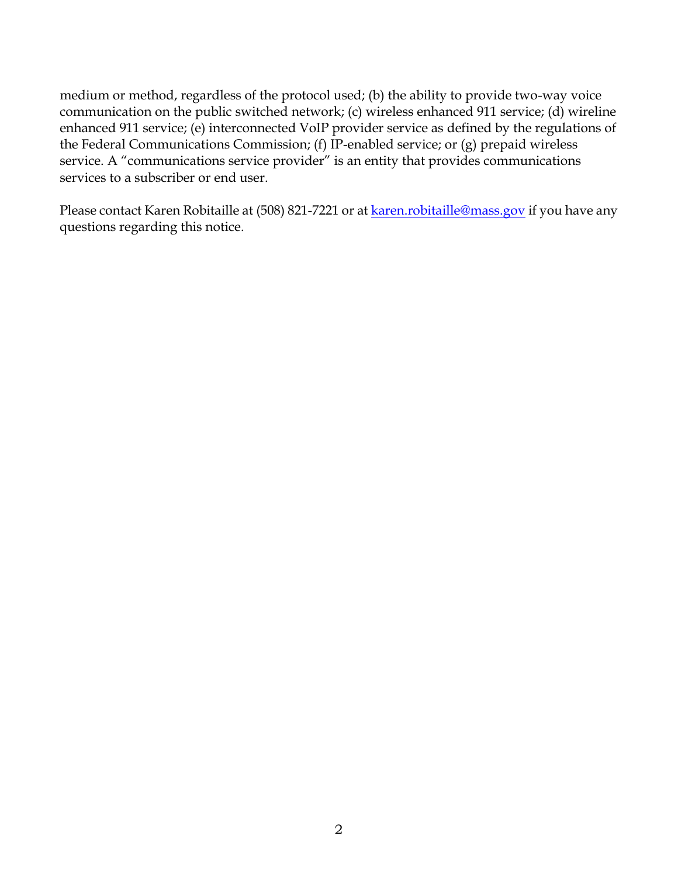medium or method, regardless of the protocol used; (b) the ability to provide two-way voice communication on the public switched network; (c) wireless enhanced 911 service; (d) wireline enhanced 911 service; (e) interconnected VoIP provider service as defined by the regulations of the Federal Communications Commission; (f) IP-enabled service; or (g) prepaid wireless service. A "communications service provider" is an entity that provides communications services to a subscriber or end user.

Please contact Karen Robitaille at (508) 821-7221 or at [karen.robitaille@mass.gov](mailto:karen.robitaille@mass.gov) if you have any questions regarding this notice.